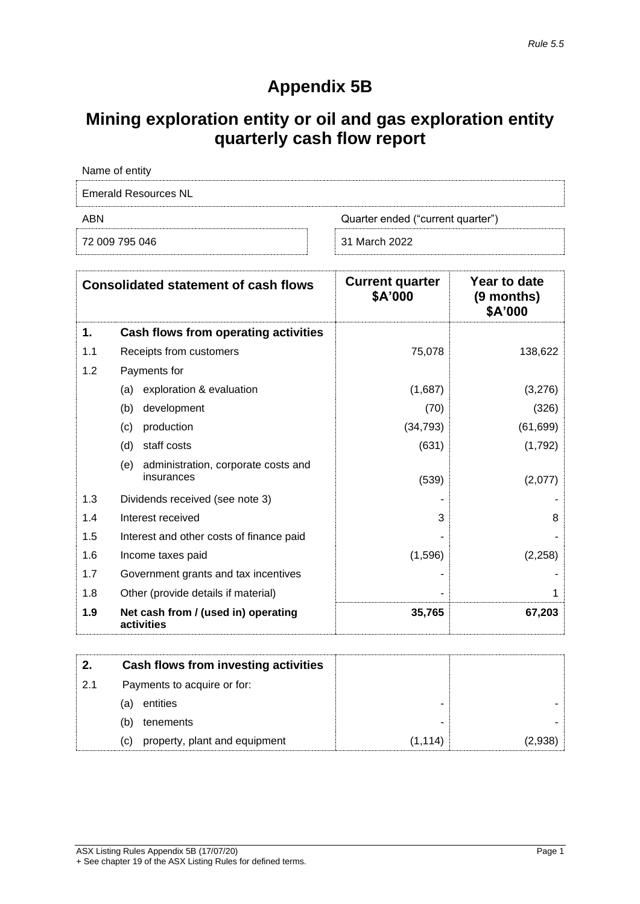*Rule 5.5*

# Appendix 5B

## Mining exploration entity or oil and gas exploration entity quarterly cash flow report

| Name of entity | |
|---|---|
| Emerald Resources NL | |
| **ABN** | **Quarter ended ("current quarter")** |
| 72 009 795 046 | 31 March 2022 |

| | **Consolidated statement of cash flows** | **Current quarter $A'000** | **Year to date (9 months) $A'000** |
|---|---|---|---|
| **1.** | **Cash flows from operating activities** | | |
| 1.1 | Receipts from customers | 75,078 | 138,622 |
| 1.2 | Payments for | | |
| | (a) exploration & evaluation | (1,687) | (3,276) |
| | (b) development | (70) | (326) |
| | (c) production | (34,793) | (61,699) |
| | (d) staff costs | (631) | (1,792) |
| | (e) administration, corporate costs and insurances | (539) | (2,077) |
| 1.3 | Dividends received (see note 3) | - | - |
| 1.4 | Interest received | 3 | 8 |
| 1.5 | Interest and other costs of finance paid | - | - |
| 1.6 | Income taxes paid | (1,596) | (2,258) |
| 1.7 | Government grants and tax incentives | - | - |
| 1.8 | Other (provide details if material) | - | 1 |
| **1.9** | **Net cash from / (used in) operating activities** | **35,765** | **67,203** |

| | | | |
|---|---|---|---|
| **2.** | **Cash flows from investing activities** | | |
| 2.1 | Payments to acquire or for: | | |
| | (a) entities | - | - |
| | (b) tenements | - | - |
| | (c) property, plant and equipment | (1,114) | (2,938) |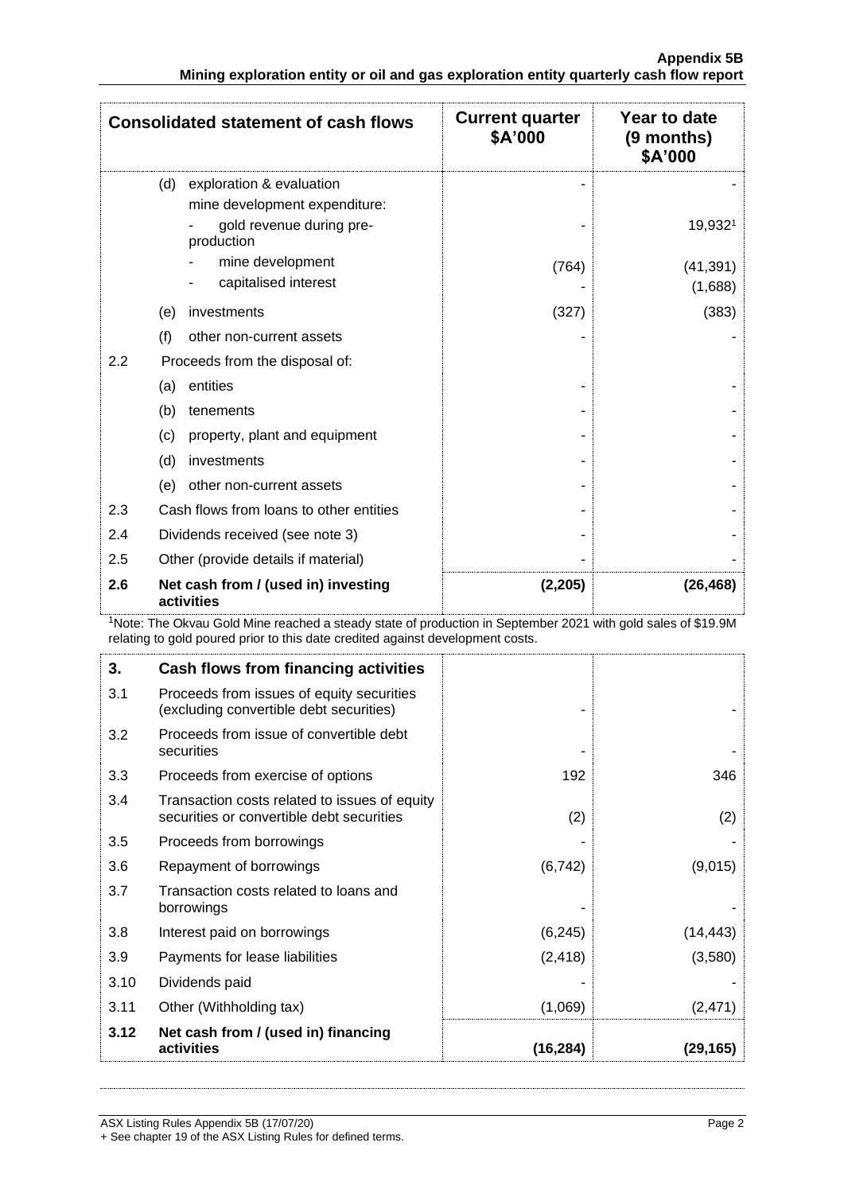| Consolidated statement of cash flows | | Current quarter $A'000 | Year to date (9 months) $A'000 |
|---|---|---|---|
| | (d) exploration & evaluation | - | - |
| | mine development expenditure: | | |
| | - gold revenue during pre-production | - | 19,932[1] |
| | - mine development | (764) | (41,391) |
| | - capitalised interest | - | (1,688) |
| | (e) investments | (327) | (383) |
| | (f) other non-current assets | - | - |
| 2.2 | Proceeds from the disposal of: | | |
| | (a) entities | - | - |
| | (b) tenements | - | - |
| | (c) property, plant and equipment | - | - |
| | (d) investments | - | - |
| | (e) other non-current assets | - | - |
| 2.3 | Cash flows from loans to other entities | - | - |
| 2.4 | Dividends received (see note 3) | - | - |
| 2.5 | Other (provide details if material) | - | - |
| **2.6** | **Net cash from / (used in) investing activities** | **(2,205)** | **(26,468)** |

[1]Note: The Okvau Gold Mine reached a steady state of production in September 2021 with gold sales of $19.9M relating to gold poured prior to this date credited against development costs.

| **3.** | **Cash flows from financing activities** | | |
|---|---|---|---|
| 3.1 | Proceeds from issues of equity securities (excluding convertible debt securities) | - | - |
| 3.2 | Proceeds from issue of convertible debt securities | - | - |
| 3.3 | Proceeds from exercise of options | 192 | 346 |
| 3.4 | Transaction costs related to issues of equity securities or convertible debt securities | (2) | (2) |
| 3.5 | Proceeds from borrowings | - | - |
| 3.6 | Repayment of borrowings | (6,742) | (9,015) |
| 3.7 | Transaction costs related to loans and borrowings | - | - |
| 3.8 | Interest paid on borrowings | (6,245) | (14,443) |
| 3.9 | Payments for lease liabilities | (2,418) | (3,580) |
| 3.10 | Dividends paid | - | - |
| 3.11 | Other (Withholding tax) | (1,069) | (2,471) |
| **3.12** | **Net cash from / (used in) financing activities** | **(16,284)** | **(29,165)** |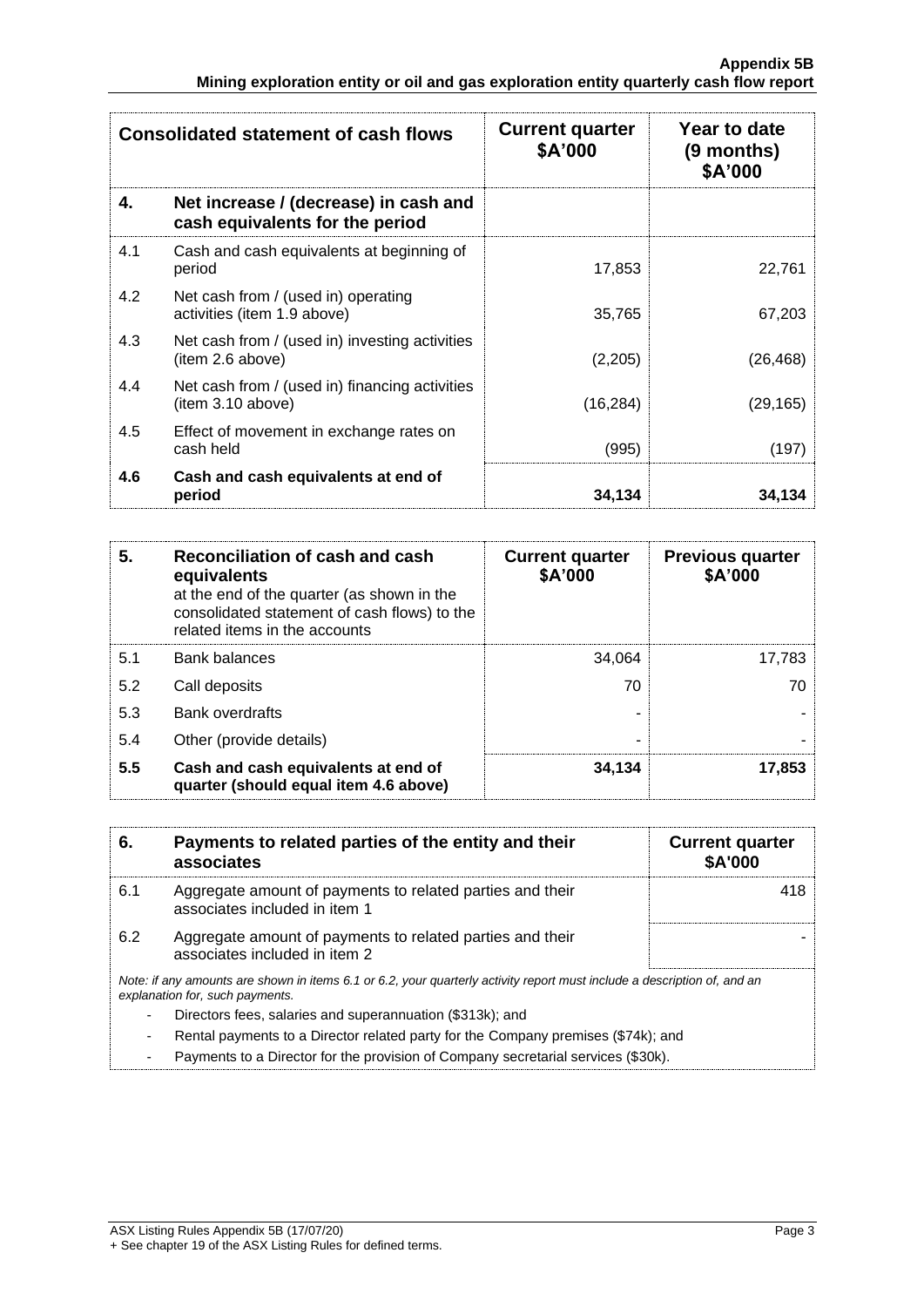| Consolidated statement of cash flows | | Current quarter $A'000 | Year to date (9 months) $A'000 |
|---|---|---|---|
| **4.** | **Net increase / (decrease) in cash and cash equivalents for the period** | | |
| 4.1 | Cash and cash equivalents at beginning of period | 17,853 | 22,761 |
| 4.2 | Net cash from / (used in) operating activities (item 1.9 above) | 35,765 | 67,203 |
| 4.3 | Net cash from / (used in) investing activities (item 2.6 above) | (2,205) | (26,468) |
| 4.4 | Net cash from / (used in) financing activities (item 3.10 above) | (16,284) | (29,165) |
| 4.5 | Effect of movement in exchange rates on cash held | (995) | (197) |
| **4.6** | **Cash and cash equivalents at end of period** | **34,134** | **34,134** |

| **5.** | **Reconciliation of cash and cash equivalents** at the end of the quarter (as shown in the consolidated statement of cash flows) to the related items in the accounts | **Current quarter $A'000** | **Previous quarter $A'000** |
|---|---|---|---|
| 5.1 | Bank balances | 34,064 | 17,783 |
| 5.2 | Call deposits | 70 | 70 |
| 5.3 | Bank overdrafts | - | - |
| 5.4 | Other (provide details) | - | - |
| **5.5** | **Cash and cash equivalents at end of quarter (should equal item 4.6 above)** | **34,134** | **17,853** |

| **6.** | **Payments to related parties of the entity and their associates** | **Current quarter $A'000** |
|---|---|---|
| 6.1 | Aggregate amount of payments to related parties and their associates included in item 1 | 418 |
| 6.2 | Aggregate amount of payments to related parties and their associates included in item 2 | - |

*Note: if any amounts are shown in items 6.1 or 6.2, your quarterly activity report must include a description of, and an explanation for, such payments.*

- Directors fees, salaries and superannuation ($313k); and
- Rental payments to a Director related party for the Company premises ($74k); and
- Payments to a Director for the provision of Company secretarial services ($30k).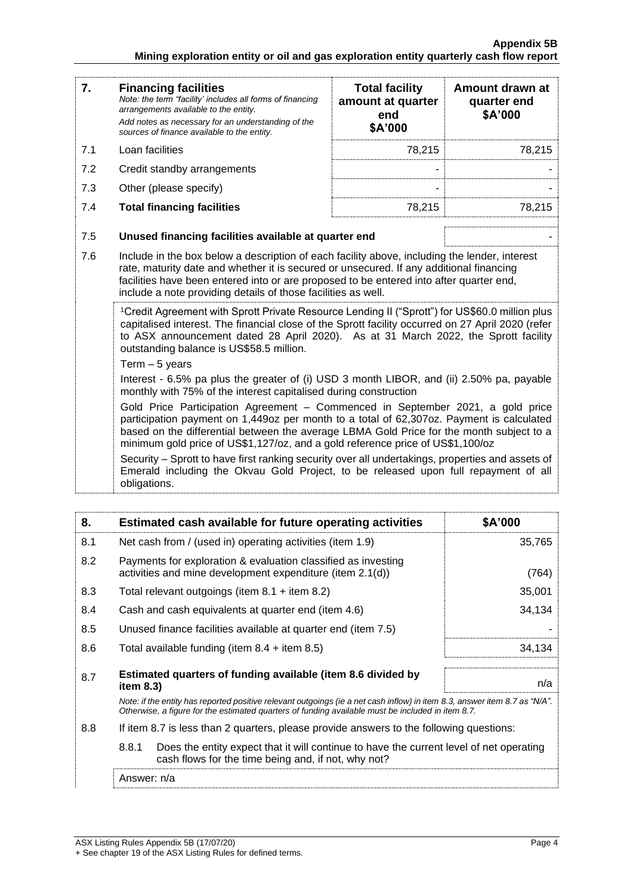| 7. | **Financing facilities**<br>*Note: the term "facility' includes all forms of financing arrangements available to the entity.*<br>*Add notes as necessary for an understanding of the sources of finance available to the entity.* | **Total facility amount at quarter end**<br>**\$A'000** | **Amount drawn at quarter end**<br>**\$A'000** |
|---|---|---|---|
| 7.1 | Loan facilities | 78,215 | 78,215 |
| 7.2 | Credit standby arrangements | - | - |
| 7.3 | Other (please specify) | - | - |
| 7.4 | **Total financing facilities** | 78,215 | 78,215 |

| | | |
|---|---|---|
| 7.5 | **Unused financing facilities available at quarter end** | - |

7.6 Include in the box below a description of each facility above, including the lender, interest rate, maturity date and whether it is secured or unsecured. If any additional financing facilities have been entered into or are proposed to be entered into after quarter end, include a note providing details of those facilities as well.

[1]Credit Agreement with Sprott Private Resource Lending II ("Sprott") for US$60.0 million plus capitalised interest. The financial close of the Sprott facility occurred on 27 April 2020 (refer to ASX announcement dated 28 April 2020). As at 31 March 2022, the Sprott facility outstanding balance is US$58.5 million.

Term – 5 years

Interest - 6.5% pa plus the greater of (i) USD 3 month LIBOR, and (ii) 2.50% pa, payable monthly with 75% of the interest capitalised during construction

Gold Price Participation Agreement – Commenced in September 2021, a gold price participation payment on 1,449oz per month to a total of 62,307oz. Payment is calculated based on the differential between the average LBMA Gold Price for the month subject to a minimum gold price of US$1,127/oz, and a gold reference price of US$1,100/oz

Security – Sprott to have first ranking security over all undertakings, properties and assets of Emerald including the Okvau Gold Project, to be released upon full repayment of all obligations.

| 8. | **Estimated cash available for future operating activities** | **\$A'000** |
|---|---|---|
| 8.1 | Net cash from / (used in) operating activities (item 1.9) | 35,765 |
| 8.2 | Payments for exploration & evaluation classified as investing activities and mine development expenditure (item 2.1(d)) | (764) |
| 8.3 | Total relevant outgoings (item 8.1 + item 8.2) | 35,001 |
| 8.4 | Cash and cash equivalents at quarter end (item 4.6) | 34,134 |
| 8.5 | Unused finance facilities available at quarter end (item 7.5) | - |
| 8.6 | Total available funding (item 8.4 + item 8.5) | 34,134 |
| 8.7 | **Estimated quarters of funding available (item 8.6 divided by item 8.3)** | n/a |

*Note: if the entity has reported positive relevant outgoings (ie a net cash inflow) in item 8.3, answer item 8.7 as "N/A". Otherwise, a figure for the estimated quarters of funding available must be included in item 8.7.*

8.8 If item 8.7 is less than 2 quarters, please provide answers to the following questions:

8.8.1 Does the entity expect that it will continue to have the current level of net operating cash flows for the time being and, if not, why not?

Answer: n/a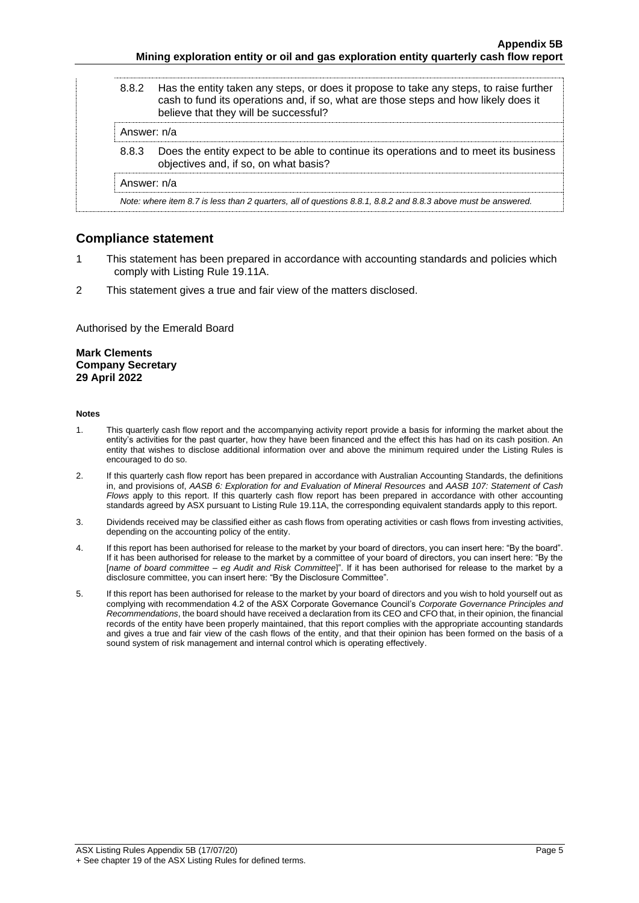| | |
|---|---|
| 8.8.2 | Has the entity taken any steps, or does it propose to take any steps, to raise further cash to fund its operations and, if so, what are those steps and how likely does it believe that they will be successful? |
| Answer: n/a | |
| 8.8.3 | Does the entity expect to be able to continue its operations and to meet its business objectives and, if so, on what basis? |
| Answer: n/a | |
| *Note: where item 8.7 is less than 2 quarters, all of questions 8.8.1, 8.8.2 and 8.8.3 above must be answered.* | |

## Compliance statement

1 This statement has been prepared in accordance with accounting standards and policies which comply with Listing Rule 19.11A.

2 This statement gives a true and fair view of the matters disclosed.

Authorised by the Emerald Board

**Mark Clements**
**Company Secretary**
**29 April 2022**

**Notes**

1. This quarterly cash flow report and the accompanying activity report provide a basis for informing the market about the entity's activities for the past quarter, how they have been financed and the effect this has had on its cash position. An entity that wishes to disclose additional information over and above the minimum required under the Listing Rules is encouraged to do so.
2. If this quarterly cash flow report has been prepared in accordance with Australian Accounting Standards, the definitions in, and provisions of, *AASB 6: Exploration for and Evaluation of Mineral Resources* and *AASB 107: Statement of Cash Flows* apply to this report. If this quarterly cash flow report has been prepared in accordance with other accounting standards agreed by ASX pursuant to Listing Rule 19.11A, the corresponding equivalent standards apply to this report.
3. Dividends received may be classified either as cash flows from operating activities or cash flows from investing activities, depending on the accounting policy of the entity.
4. If this report has been authorised for release to the market by your board of directors, you can insert here: "By the board". If it has been authorised for release to the market by a committee of your board of directors, you can insert here: "By the [*name of board committee – eg Audit and Risk Committee*]". If it has been authorised for release to the market by a disclosure committee, you can insert here: "By the Disclosure Committee".
5. If this report has been authorised for release to the market by your board of directors and you wish to hold yourself out as complying with recommendation 4.2 of the ASX Corporate Governance Council's *Corporate Governance Principles and Recommendations*, the board should have received a declaration from its CEO and CFO that, in their opinion, the financial records of the entity have been properly maintained, that this report complies with the appropriate accounting standards and gives a true and fair view of the cash flows of the entity, and that their opinion has been formed on the basis of a sound system of risk management and internal control which is operating effectively.